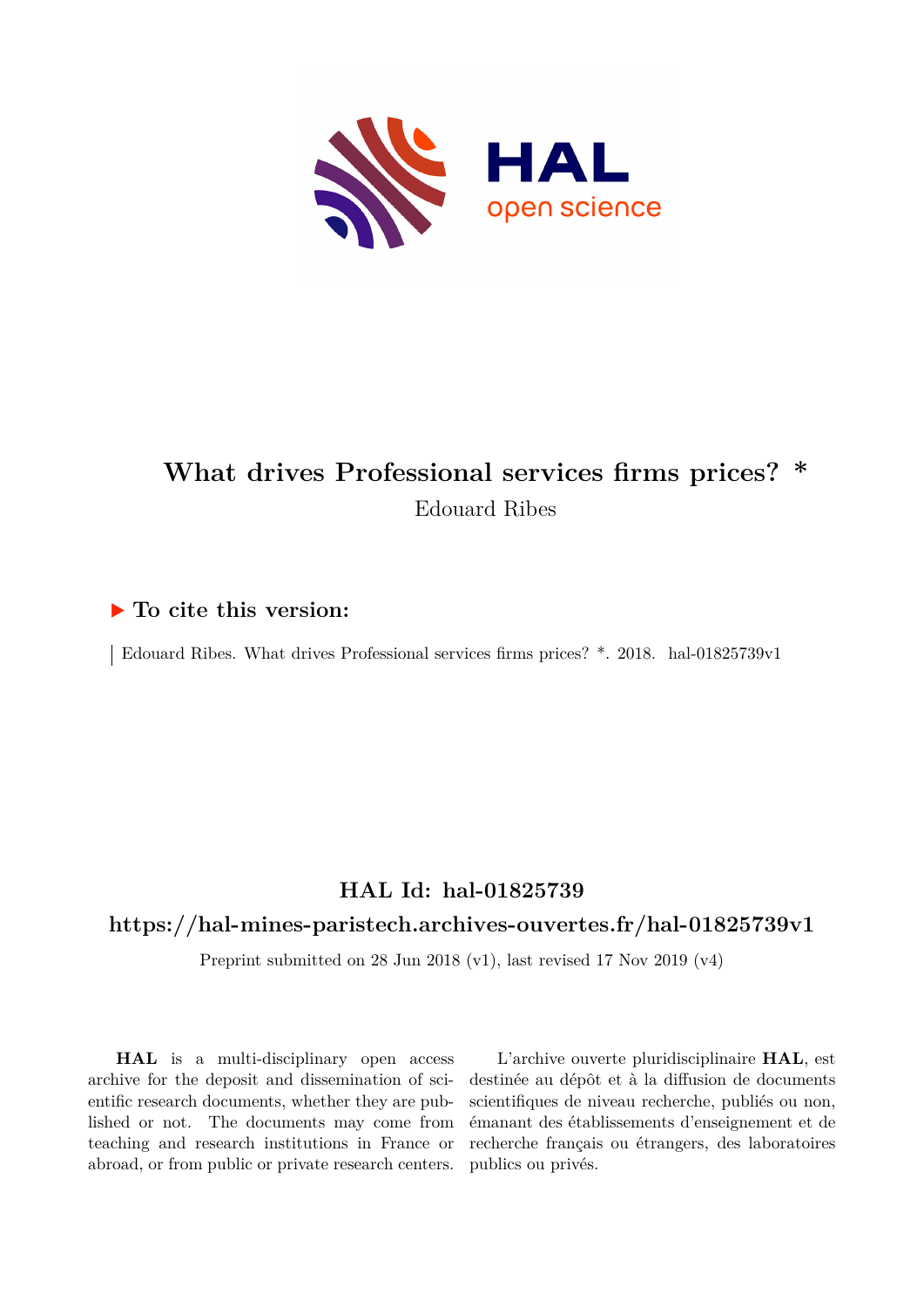# What drives Professional services firms prices? *

Edouard Ribes

## ▶ To cite this version:

Edouard Ribes. What drives Professional services firms prices? *. 2018. hal-01825739v1

## HAL Id: hal-01825739

## https://hal-mines-paristech.archives-ouvertes.fr/hal-01825739v1

Preprint submitted on 28 Jun 2018 (v1), last revised 17 Nov 2019 (v4)

**HAL** is a multi-disciplinary open access archive for the deposit and dissemination of scientific research documents, whether they are published or not. The documents may come from teaching and research institutions in France or abroad, or from public or private research centers.

L'archive ouverte pluridisciplinaire **HAL**, est destinée au dépôt et à la diffusion de documents scientifiques de niveau recherche, publiés ou non, émanant des établissements d'enseignement et de recherche français ou étrangers, des laboratoires publics ou privés.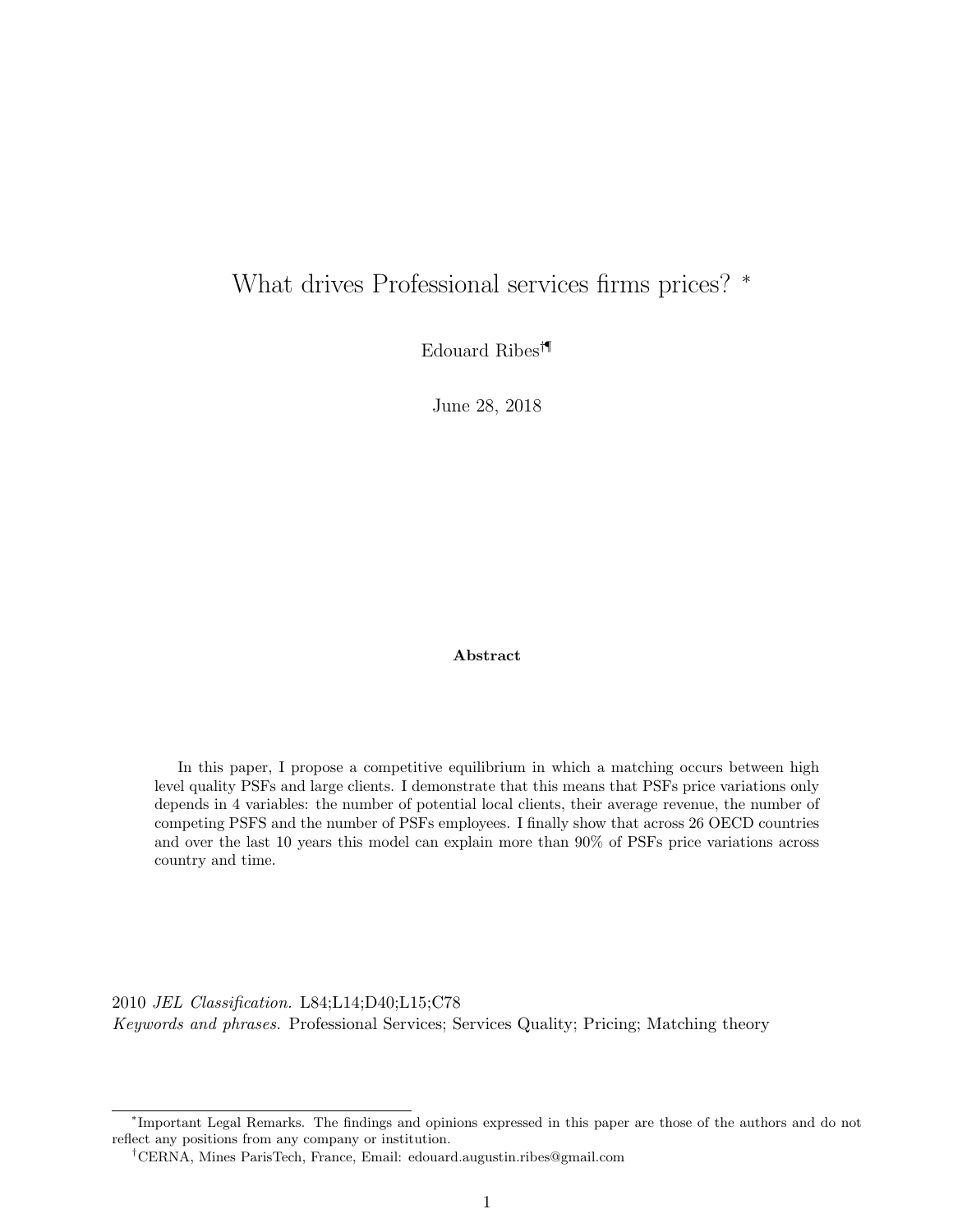# What drives Professional services firms prices? *

Edouard Ribes[†¶]

June 28, 2018

**Abstract**

In this paper, I propose a competitive equilibrium in which a matching occurs between high level quality PSFs and large clients. I demonstrate that this means that PSFs price variations only depends in 4 variables: the number of potential local clients, their average revenue, the number of competing PSFS and the number of PSFs employees. I finally show that across 26 OECD countries and over the last 10 years this model can explain more than 90% of PSFs price variations across country and time.

2010 *JEL Classification.* L84;L14;D40;L15;C78

*Keywords and phrases.* Professional Services; Services Quality; Pricing; Matching theory

---

*Important Legal Remarks. The findings and opinions expressed in this paper are those of the authors and do not reflect any positions from any company or institution.

†CERNA, Mines ParisTech, France, Email: edouard.augustin.ribes@gmail.com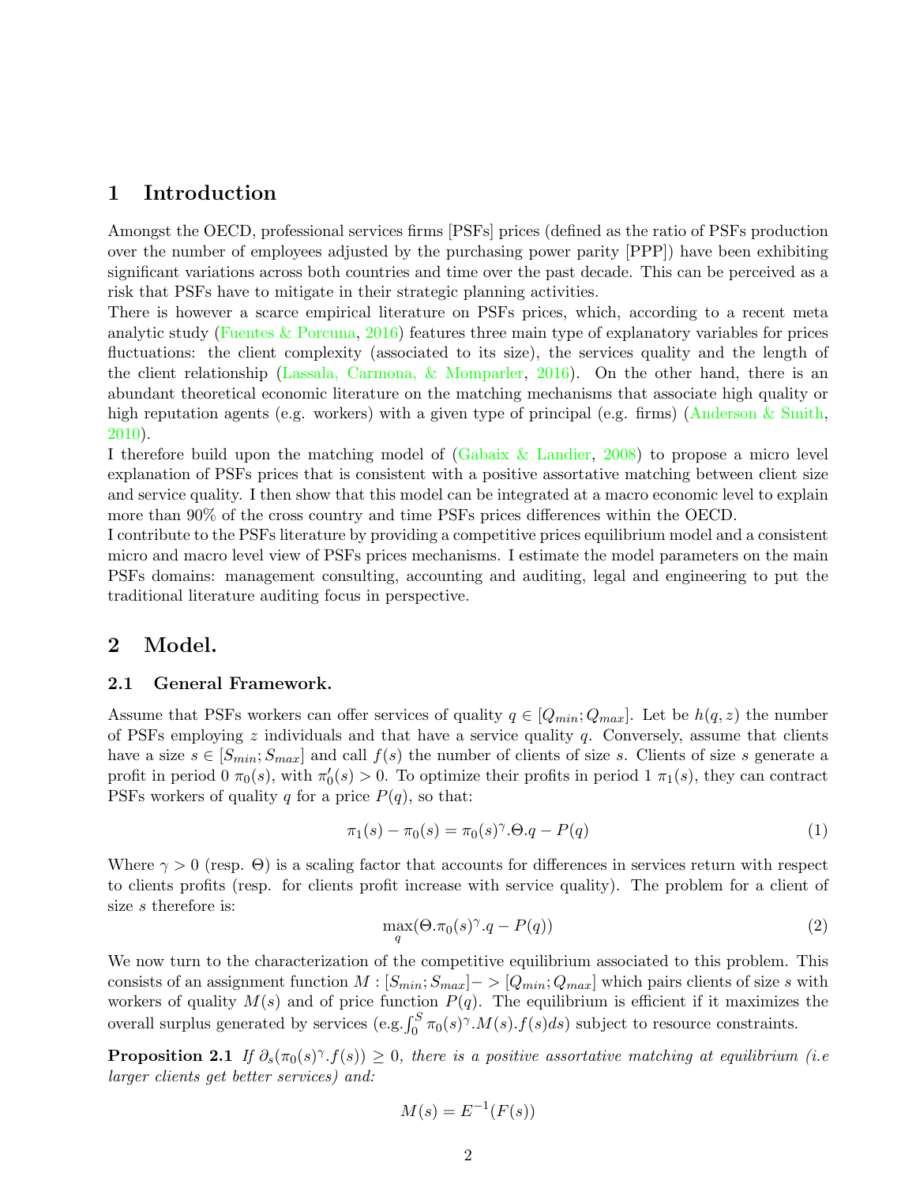# 1 Introduction

Amongst the OECD, professional services firms [PSFs] prices (defined as the ratio of PSFs production over the number of employees adjusted by the purchasing power parity [PPP]) have been exhibiting significant variations across both countries and time over the past decade. This can be perceived as a risk that PSFs have to mitigate in their strategic planning activities.

There is however a scarce empirical literature on PSFs prices, which, according to a recent meta analytic study (Fuentes & Porcuna, 2016) features three main type of explanatory variables for prices fluctuations: the client complexity (associated to its size), the services quality and the length of the client relationship (Lassala, Carmona, & Momparler, 2016). On the other hand, there is an abundant theoretical economic literature on the matching mechanisms that associate high quality or high reputation agents (e.g. workers) with a given type of principal (e.g. firms) (Anderson & Smith, 2010).

I therefore build upon the matching model of (Gabaix & Landier, 2008) to propose a micro level explanation of PSFs prices that is consistent with a positive assortative matching between client size and service quality. I then show that this model can be integrated at a macro economic level to explain more than 90% of the cross country and time PSFs prices differences within the OECD.

I contribute to the PSFs literature by providing a competitive prices equilibrium model and a consistent micro and macro level view of PSFs prices mechanisms. I estimate the model parameters on the main PSFs domains: management consulting, accounting and auditing, legal and engineering to put the traditional literature auditing focus in perspective.

# 2 Model.

## 2.1 General Framework.

Assume that PSFs workers can offer services of quality $q \in [Q_{min}; Q_{max}]$. Let be $h(q, z)$ the number of PSFs employing $z$ individuals and that have a service quality $q$. Conversely, assume that clients have a size $s \in [S_{min}; S_{max}]$ and call $f(s)$ the number of clients of size $s$. Clients of size $s$ generate a profit in period 0 $\pi_0(s)$, with $\pi_0'(s) > 0$. To optimize their profits in period 1 $\pi_1(s)$, they can contract PSFs workers of quality $q$ for a price $P(q)$, so that:

$$\pi_1(s) - \pi_0(s) = \pi_0(s)^{\gamma}.\Theta.q - P(q) \tag{1}$$

Where $\gamma > 0$ (resp. $\Theta$) is a scaling factor that accounts for differences in services return with respect to clients profits (resp. for clients profit increase with service quality). The problem for a client of size $s$ therefore is:

$$\max_{q}(\Theta.\pi_0(s)^{\gamma}.q - P(q)) \tag{2}$$

We now turn to the characterization of the competitive equilibrium associated to this problem. This consists of an assignment function $M : [S_{min}; S_{max}] -> [Q_{min}; Q_{max}]$ which pairs clients of size $s$ with workers of quality $M(s)$ and of price function $P(q)$. The equilibrium is efficient if it maximizes the overall surplus generated by services (e.g. $\int_0^S \pi_0(s)^{\gamma}.M(s).f(s)ds$) subject to resource constraints.

**Proposition 2.1** *If $\partial_s(\pi_0(s)^{\gamma}.f(s)) \geq 0$, there is a positive assortative matching at equilibrium (i.e larger clients get better services) and:*

$$M(s) = E^{-1}(F(s))$$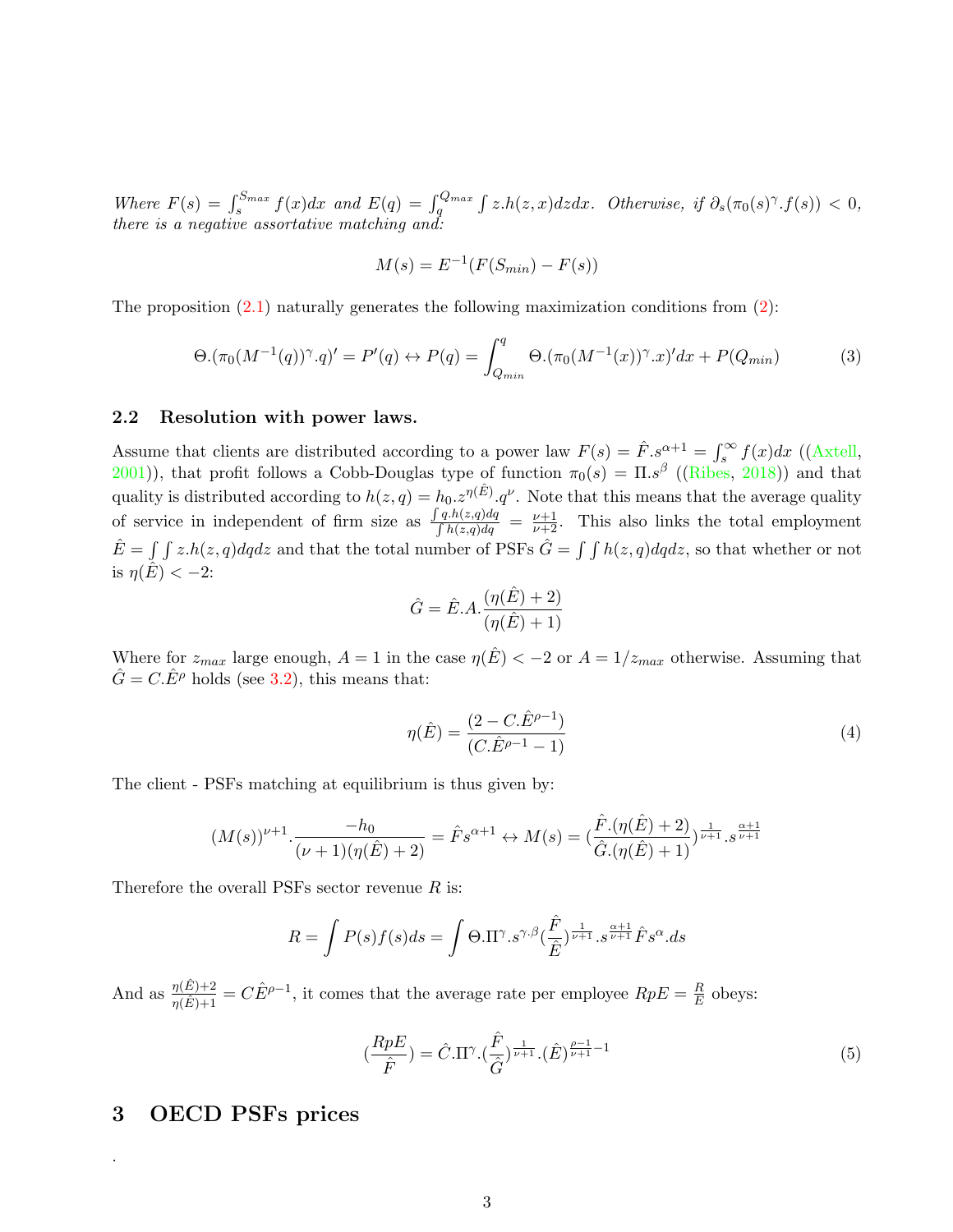*Where $F(s) = \int_s^{S_{max}} f(x)dx$ and $E(q) = \int_q^{Q_{max}} \int z.h(z,x)dzdx$. Otherwise, if $\partial_s(\pi_0(s)^\gamma.f(s)) < 0$, there is a negative assortative matching and:*

$$M(s) = E^{-1}(F(S_{min}) - F(s))$$

The proposition (2.1) naturally generates the following maximization conditions from (2):

$$\Theta.(\pi_0(M^{-1}(q))^\gamma.q)' = P'(q) \leftrightarrow P(q) = \int_{Q_{min}}^{q} \Theta.(\pi_0(M^{-1}(x))^\gamma.x)'dx + P(Q_{min}) \tag{3}$$

## 2.2 Resolution with power laws.

Assume that clients are distributed according to a power law $F(s) = \hat{F}.s^{\alpha+1} = \int_s^\infty f(x)dx$ ((Axtell, 2001)), that profit follows a Cobb-Douglas type of function $\pi_0(s) = \Pi.s^\beta$ ((Ribes, 2018)) and that quality is distributed according to $h(z,q) = h_0.z^{\eta(\hat{E})}.q^\nu$. Note that this means that the average quality of service in independent of firm size as $\frac{\int q.h(z,q)dq}{\int h(z,q)dq} = \frac{\nu+1}{\nu+2}$. This also links the total employment $\hat{E} = \int\int z.h(z,q)dqdz$ and that the total number of PSFs $\hat{G} = \int\int h(z,q)dqdz$, so that whether or not is $\eta(\hat{E}) < -2$:

$$\hat{G} = \hat{E}.A.\frac{(\eta(\hat{E})+2)}{(\eta(\hat{E})+1)}$$

Where for $z_{max}$ large enough, $A = 1$ in the case $\eta(\hat{E}) < -2$ or $A = 1/z_{max}$ otherwise. Assuming that $\hat{G} = C.\hat{E}^\rho$ holds (see 3.2), this means that:

$$\eta(\hat{E}) = \frac{(2 - C.\hat{E}^{\rho-1})}{(C.\hat{E}^{\rho-1} - 1)} \tag{4}$$

The client - PSFs matching at equilibrium is thus given by:

$$(M(s))^{\nu+1}.\frac{-h_0}{(\nu+1)(\eta(\hat{E})+2)} = \hat{F}s^{\alpha+1} \leftrightarrow M(s) = (\frac{\hat{F}.(\eta(\hat{E})+2)}{\hat{G}.(\eta(\hat{E})+1)})^{\frac{1}{\nu+1}}.s^{\frac{\alpha+1}{\nu+1}}$$

Therefore the overall PSFs sector revenue $R$ is:

$$R = \int P(s)f(s)ds = \int \Theta.\Pi^\gamma.s^{\gamma.\beta}(\frac{\hat{F}}{\hat{E}})^{\frac{1}{\nu+1}}.s^{\frac{\alpha+1}{\nu+1}}\hat{F}s^\alpha.ds$$

And as $\frac{\eta(\hat{E})+2}{\eta(\hat{E})+1} = C\hat{E}^{\rho-1}$, it comes that the average rate per employee $RpE = \frac{R}{E}$ obeys:

$$(\frac{RpE}{\hat{F}}) = \hat{C}.\Pi^\gamma.(\frac{\hat{F}}{\hat{G}})^{\frac{1}{\nu+1}}.(\hat{E})^{\frac{\rho-1}{\nu+1}-1} \tag{5}$$

# 3 OECD PSFs prices

.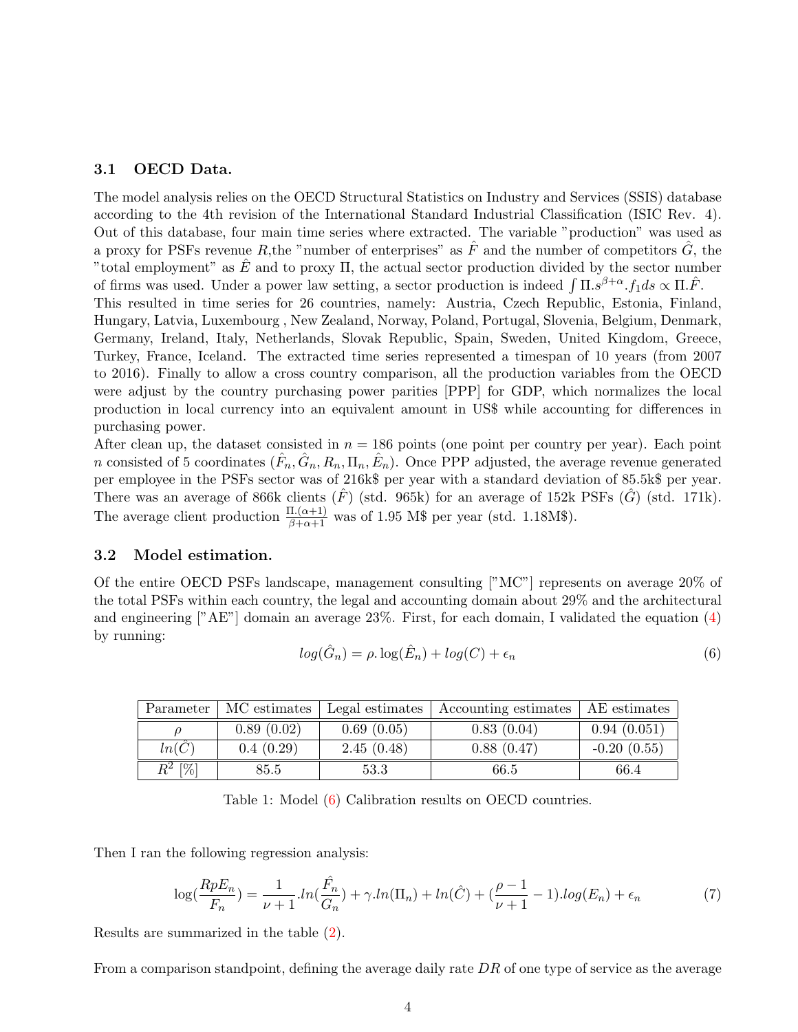### 3.1 OECD Data.

The model analysis relies on the OECD Structural Statistics on Industry and Services (SSIS) database according to the 4th revision of the International Standard Industrial Classification (ISIC Rev. 4). Out of this database, four main time series where extracted. The variable "production" was used as a proxy for PSFs revenue $R$,the "number of enterprises" as $\hat{F}$ and the number of competitors $\hat{G}$, the "total employment" as $\hat{E}$ and to proxy $\Pi$, the actual sector production divided by the sector number of firms was used. Under a power law setting, a sector production is indeed $\int \Pi.s^{\beta+\alpha}.f_1 ds \propto \Pi.\hat{F}$.

This resulted in time series for 26 countries, namely: Austria, Czech Republic, Estonia, Finland, Hungary, Latvia, Luxembourg , New Zealand, Norway, Poland, Portugal, Slovenia, Belgium, Denmark, Germany, Ireland, Italy, Netherlands, Slovak Republic, Spain, Sweden, United Kingdom, Greece, Turkey, France, Iceland. The extracted time series represented a timespan of 10 years (from 2007 to 2016). Finally to allow a cross country comparison, all the production variables from the OECD were adjust by the country purchasing power parities [PPP] for GDP, which normalizes the local production in local currency into an equivalent amount in US$ while accounting for differences in purchasing power.

After clean up, the dataset consisted in $n = 186$ points (one point per country per year). Each point $n$ consisted of 5 coordinates $(\hat{F_n}, \hat{G}_n, R_n, \Pi_n, \hat{E}_n)$. Once PPP adjusted, the average revenue generated per employee in the PSFs sector was of 216k$ per year with a standard deviation of 85.5k$ per year. There was an average of 866k clients ($\hat{F}$) (std. 965k) for an average of 152k PSFs ($\hat{G}$) (std. 171k). The average client production $\frac{\Pi.(\alpha+1)}{\beta+\alpha+1}$ was of 1.95 M$ per year (std. 1.18M$).

### 3.2 Model estimation.

Of the entire OECD PSFs landscape, management consulting ["MC"] represents on average 20% of the total PSFs within each country, the legal and accounting domain about 29% and the architectural and engineering ["AE"] domain an average 23%. First, for each domain, I validated the equation (4) by running:

$$log(\hat{G}_n) = \rho. \log(\hat{E}_n) + log(C) + \epsilon_n \tag{6}$$

| Parameter | MC estimates | Legal estimates | Accounting estimates | AE estimates |
|---|---|---|---|---|
| $\rho$ | 0.89 (0.02) | 0.69 (0.05) | 0.83 (0.04) | 0.94 (0.051) |
| $ln(\hat{C})$ | 0.4 (0.29) | 2.45 (0.48) | 0.88 (0.47) | -0.20 (0.55) |
| $R^2$ [%] | 85.5 | 53.3 | 66.5 | 66.4 |

Table 1: Model (6) Calibration results on OECD countries.

Then I ran the following regression analysis:

$$\log(\frac{RpE_n}{F_n}) = \frac{1}{\nu+1}.ln(\frac{\hat{F_n}}{G_n}) + \gamma.ln(\Pi_n) + ln(\hat{C}) + (\frac{\rho-1}{\nu+1} - 1).log(E_n) + \epsilon_n \tag{7}$$

Results are summarized in the table (2).

From a comparison standpoint, defining the average daily rate $DR$ of one type of service as the average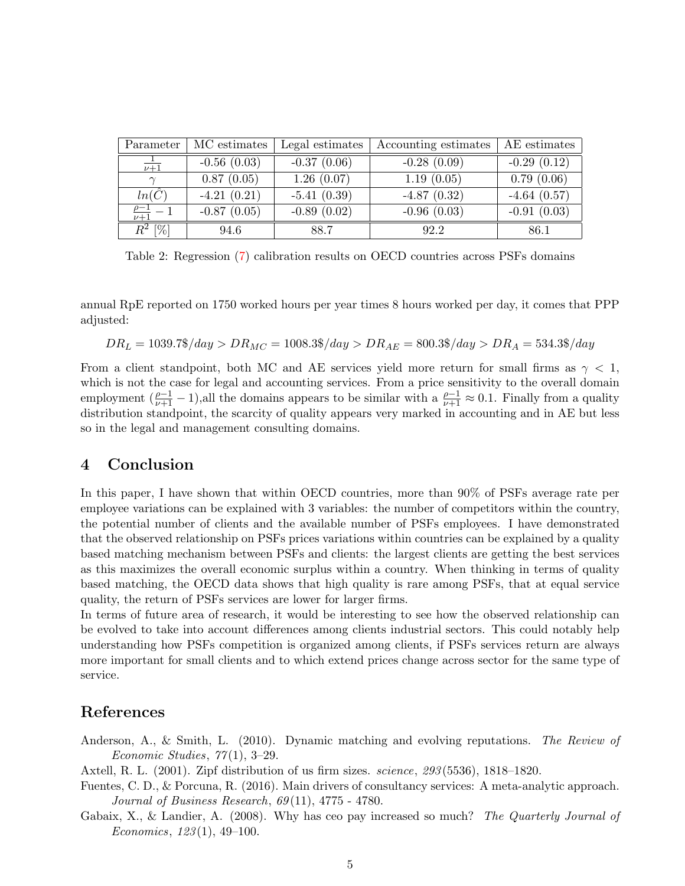| Parameter | MC estimates | Legal estimates | Accounting estimates | AE estimates |
|---|---|---|---|---|
| $\frac{1}{\nu+1}$ | -0.56 (0.03) | -0.37 (0.06) | -0.28 (0.09) | -0.29 (0.12) |
| $\gamma$ | 0.87 (0.05) | 1.26 (0.07) | 1.19 (0.05) | 0.79 (0.06) |
| $ln(\hat{C})$ | -4.21 (0.21) | -5.41 (0.39) | -4.87 (0.32) | -4.64 (0.57) |
| $\frac{\rho-1}{\nu+1} - 1$ | -0.87 (0.05) | -0.89 (0.02) | -0.96 (0.03) | -0.91 (0.03) |
| $R^2$ [%] | 94.6 | 88.7 | 92.2 | 86.1 |

Table 2: Regression (7) calibration results on OECD countries across PSFs domains

annual RpE reported on 1750 worked hours per year times 8 hours worked per day, it comes that PPP adjusted:

$$DR_L = 1039.7\$/day > DR_{MC} = 1008.3\$/day > DR_{AE} = 800.3\$/day > DR_A = 534.3\$/day$$

From a client standpoint, both MC and AE services yield more return for small firms as $\gamma < 1$, which is not the case for legal and accounting services. From a price sensitivity to the overall domain employment ($\frac{\rho-1}{\nu+1} - 1$),all the domains appears to be similar with a $\frac{\rho-1}{\nu+1} \approx 0.1$. Finally from a quality distribution standpoint, the scarcity of quality appears very marked in accounting and in AE but less so in the legal and management consulting domains.

## 4 Conclusion

In this paper, I have shown that within OECD countries, more than 90% of PSFs average rate per employee variations can be explained with 3 variables: the number of competitors within the country, the potential number of clients and the available number of PSFs employees. I have demonstrated that the observed relationship on PSFs prices variations within countries can be explained by a quality based matching mechanism between PSFs and clients: the largest clients are getting the best services as this maximizes the overall economic surplus within a country. When thinking in terms of quality based matching, the OECD data shows that high quality is rare among PSFs, that at equal service quality, the return of PSFs services are lower for larger firms.
In terms of future area of research, it would be interesting to see how the observed relationship can be evolved to take into account differences among clients industrial sectors. This could notably help understanding how PSFs competition is organized among clients, if PSFs services return are always more important for small clients and to which extend prices change across sector for the same type of service.

## References

Anderson, A., & Smith, L. (2010). Dynamic matching and evolving reputations. *The Review of Economic Studies*, *77*(1), 3–29.

Axtell, R. L. (2001). Zipf distribution of us firm sizes. *science*, *293*(5536), 1818–1820.

Fuentes, C. D., & Porcuna, R. (2016). Main drivers of consultancy services: A meta-analytic approach. *Journal of Business Research*, *69*(11), 4775 - 4780.

Gabaix, X., & Landier, A. (2008). Why has ceo pay increased so much? *The Quarterly Journal of Economics*, *123*(1), 49–100.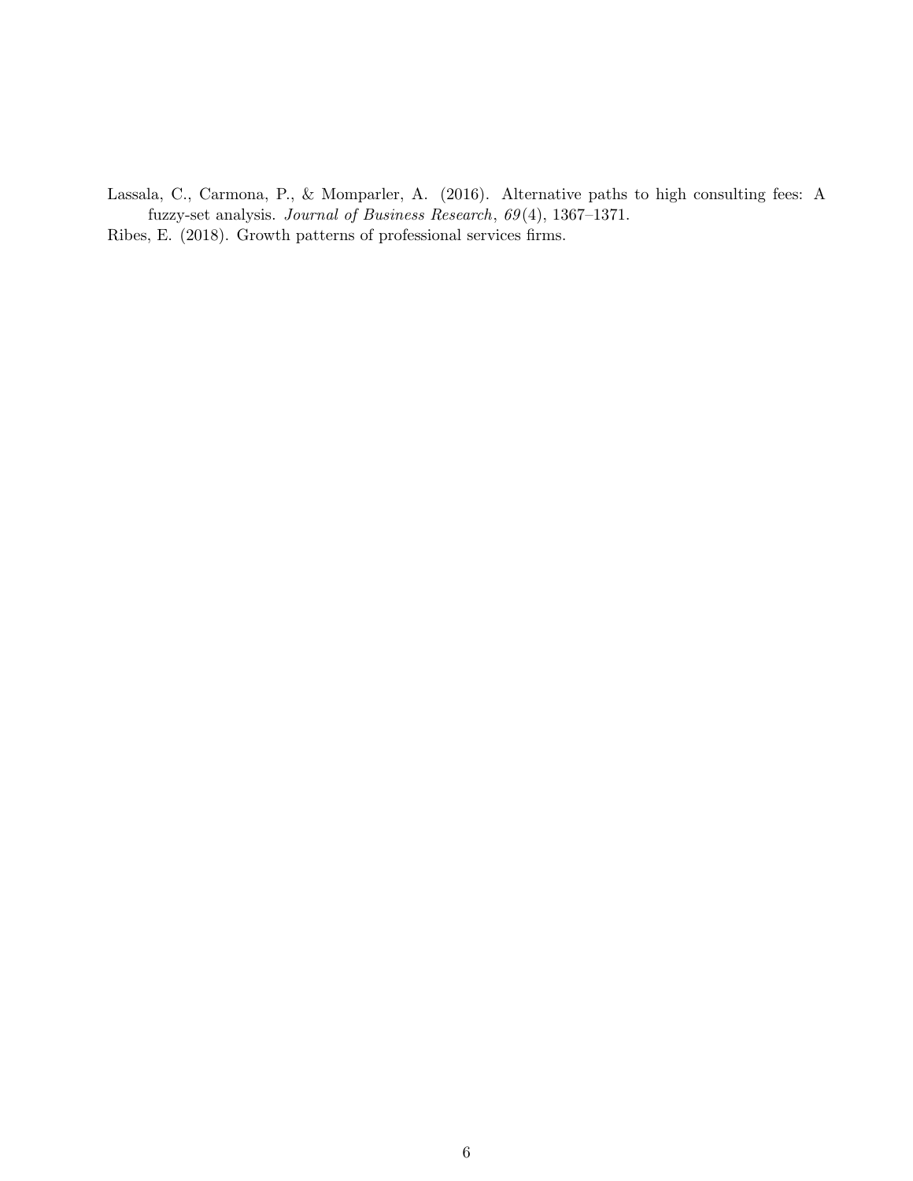Lassala, C., Carmona, P., & Momparler, A. (2016). Alternative paths to high consulting fees: A fuzzy-set analysis. *Journal of Business Research*, *69*(4), 1367–1371.

Ribes, E. (2018). Growth patterns of professional services firms.